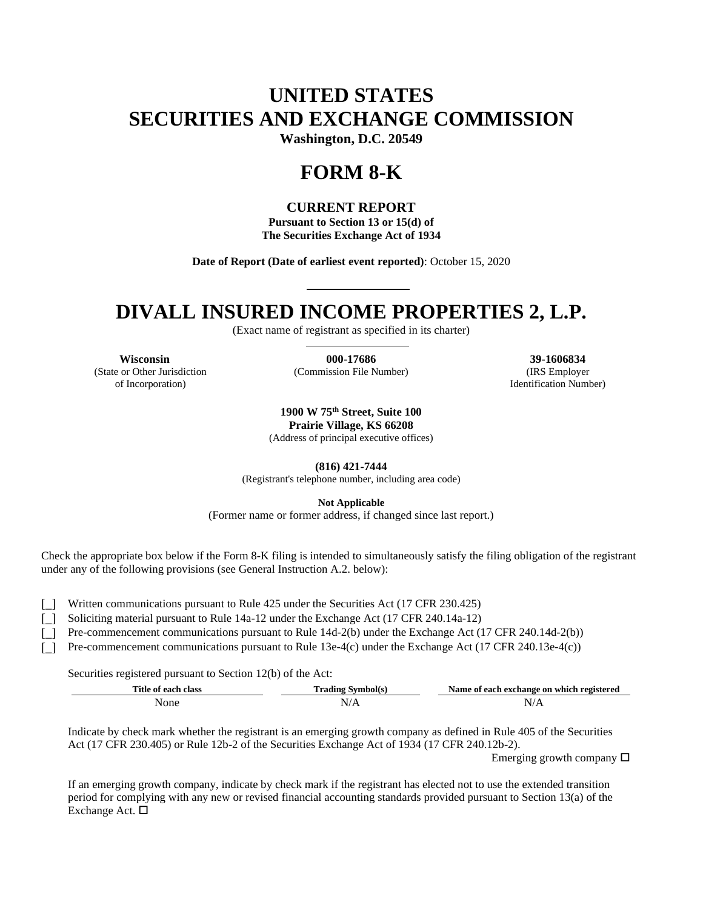# UNITED STATES
# SECURITIES AND EXCHANGE COMMISSION

**Washington, D.C. 20549**

# FORM 8-K

**CURRENT REPORT**
**Pursuant to Section 13 or 15(d) of**
**The Securities Exchange Act of 1934**

**Date of Report (Date of earliest event reported)**: October 15, 2020

# DIVALL INSURED INCOME PROPERTIES 2, L.P.

(Exact name of registrant as specified in its charter)

| **Wisconsin** | **000-17686** | **39-1606834** |
|---|---|---|
| (State or Other Jurisdiction of Incorporation) | (Commission File Number) | (IRS Employer Identification Number) |

**1900 W 75th Street, Suite 100**
**Prairie Village, KS 66208**
(Address of principal executive offices)

**(816) 421-7444**
(Registrant's telephone number, including area code)

**Not Applicable**
(Former name or former address, if changed since last report.)

Check the appropriate box below if the Form 8-K filing is intended to simultaneously satisfy the filing obligation of the registrant under any of the following provisions (see General Instruction A.2. below):

[_] Written communications pursuant to Rule 425 under the Securities Act (17 CFR 230.425)
[_] Soliciting material pursuant to Rule 14a-12 under the Exchange Act (17 CFR 240.14a-12)
[_] Pre-commencement communications pursuant to Rule 14d-2(b) under the Exchange Act (17 CFR 240.14d-2(b))
[_] Pre-commencement communications pursuant to Rule 13e-4(c) under the Exchange Act (17 CFR 240.13e-4(c))

Securities registered pursuant to Section 12(b) of the Act:

| Title of each class | Trading Symbol(s) | Name of each exchange on which registered |
|---|---|---|
| None | N/A | N/A |

Indicate by check mark whether the registrant is an emerging growth company as defined in Rule 405 of the Securities Act (17 CFR 230.405) or Rule 12b-2 of the Securities Exchange Act of 1934 (17 CFR 240.12b-2).

Emerging growth company ☐

If an emerging growth company, indicate by check mark if the registrant has elected not to use the extended transition period for complying with any new or revised financial accounting standards provided pursuant to Section 13(a) of the Exchange Act. ☐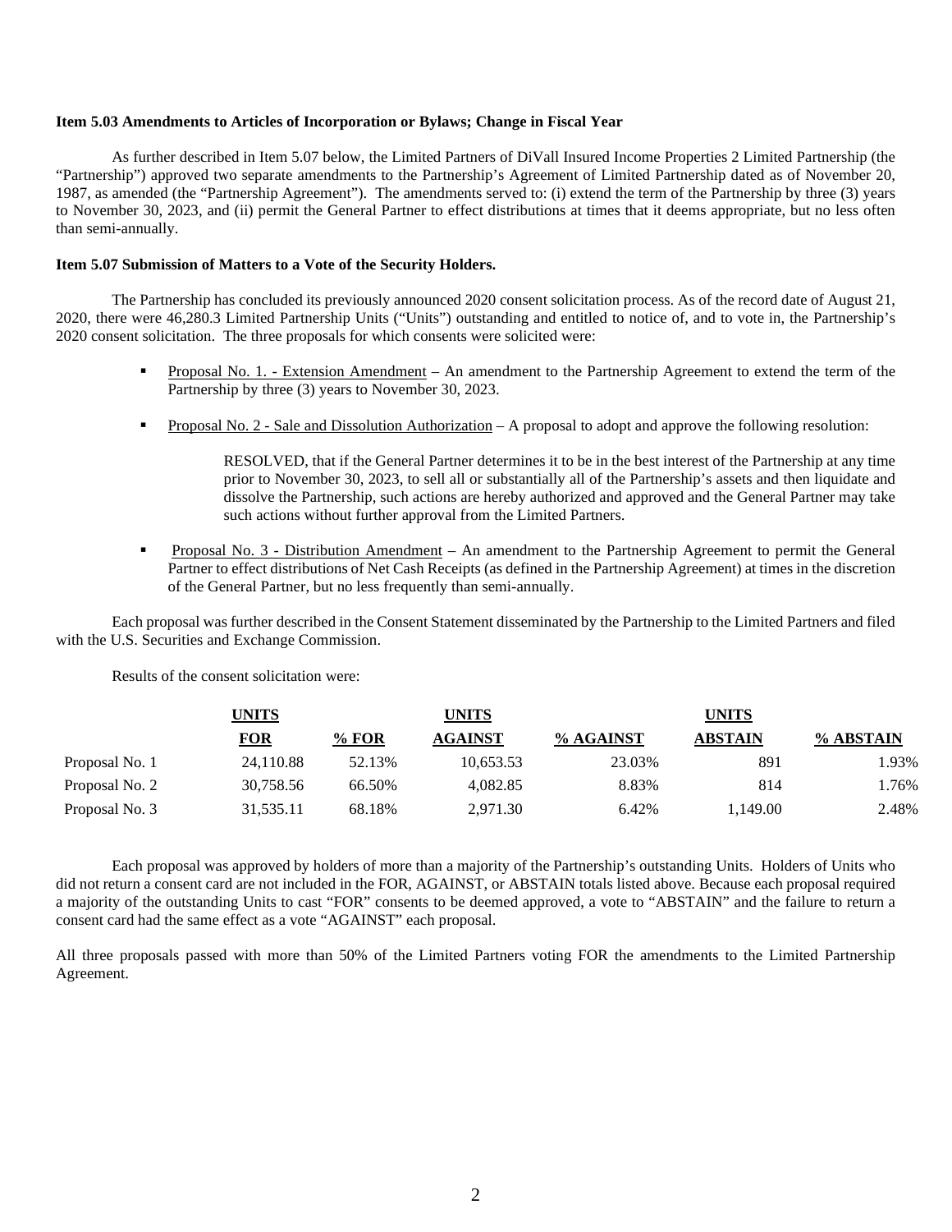**Item 5.03 Amendments to Articles of Incorporation or Bylaws; Change in Fiscal Year**

As further described in Item 5.07 below, the Limited Partners of DiVall Insured Income Properties 2 Limited Partnership (the "Partnership") approved two separate amendments to the Partnership's Agreement of Limited Partnership dated as of November 20, 1987, as amended (the "Partnership Agreement"). The amendments served to: (i) extend the term of the Partnership by three (3) years to November 30, 2023, and (ii) permit the General Partner to effect distributions at times that it deems appropriate, but no less often than semi-annually.

**Item 5.07 Submission of Matters to a Vote of the Security Holders.**

The Partnership has concluded its previously announced 2020 consent solicitation process. As of the record date of August 21, 2020, there were 46,280.3 Limited Partnership Units ("Units") outstanding and entitled to notice of, and to vote in, the Partnership's 2020 consent solicitation. The three proposals for which consents were solicited were:

- Proposal No. 1. - Extension Amendment – An amendment to the Partnership Agreement to extend the term of the Partnership by three (3) years to November 30, 2023.
- Proposal No. 2 - Sale and Dissolution Authorization – A proposal to adopt and approve the following resolution:

  RESOLVED, that if the General Partner determines it to be in the best interest of the Partnership at any time prior to November 30, 2023, to sell all or substantially all of the Partnership's assets and then liquidate and dissolve the Partnership, such actions are hereby authorized and approved and the General Partner may take such actions without further approval from the Limited Partners.

- Proposal No. 3 - Distribution Amendment – An amendment to the Partnership Agreement to permit the General Partner to effect distributions of Net Cash Receipts (as defined in the Partnership Agreement) at times in the discretion of the General Partner, but no less frequently than semi-annually.

Each proposal was further described in the Consent Statement disseminated by the Partnership to the Limited Partners and filed with the U.S. Securities and Exchange Commission.

Results of the consent solicitation were:

| | UNITS FOR | % FOR | UNITS AGAINST | % AGAINST | UNITS ABSTAIN | % ABSTAIN |
|---|---|---|---|---|---|---|
| Proposal No. 1 | 24,110.88 | 52.13% | 10,653.53 | 23.03% | 891 | 1.93% |
| Proposal No. 2 | 30,758.56 | 66.50% | 4,082.85 | 8.83% | 814 | 1.76% |
| Proposal No. 3 | 31,535.11 | 68.18% | 2,971.30 | 6.42% | 1,149.00 | 2.48% |

Each proposal was approved by holders of more than a majority of the Partnership's outstanding Units. Holders of Units who did not return a consent card are not included in the FOR, AGAINST, or ABSTAIN totals listed above. Because each proposal required a majority of the outstanding Units to cast "FOR" consents to be deemed approved, a vote to "ABSTAIN" and the failure to return a consent card had the same effect as a vote "AGAINST" each proposal.

All three proposals passed with more than 50% of the Limited Partners voting FOR the amendments to the Limited Partnership Agreement.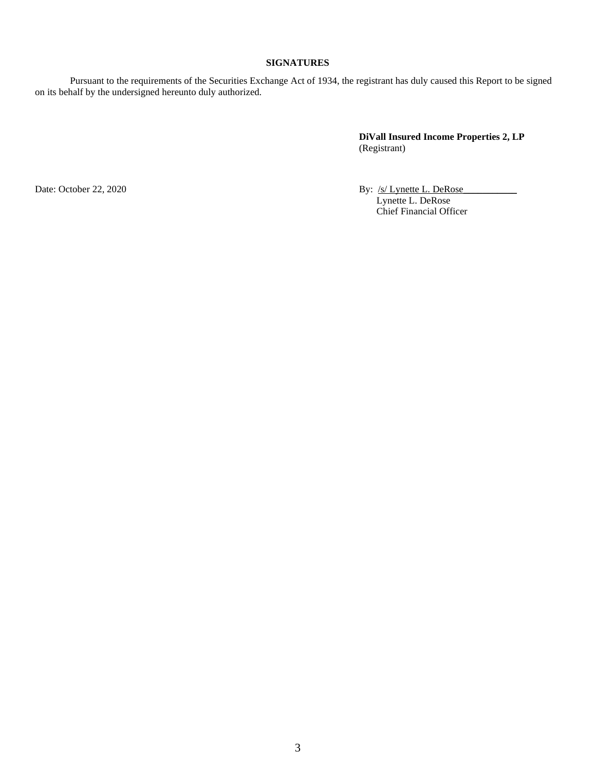**SIGNATURES**

Pursuant to the requirements of the Securities Exchange Act of 1934, the registrant has duly caused this Report to be signed on its behalf by the undersigned hereunto duly authorized.

**DiVall Insured Income Properties 2, LP**
(Registrant)

Date: October 22, 2020

By: /s/ Lynette L. DeRose
Lynette L. DeRose
Chief Financial Officer